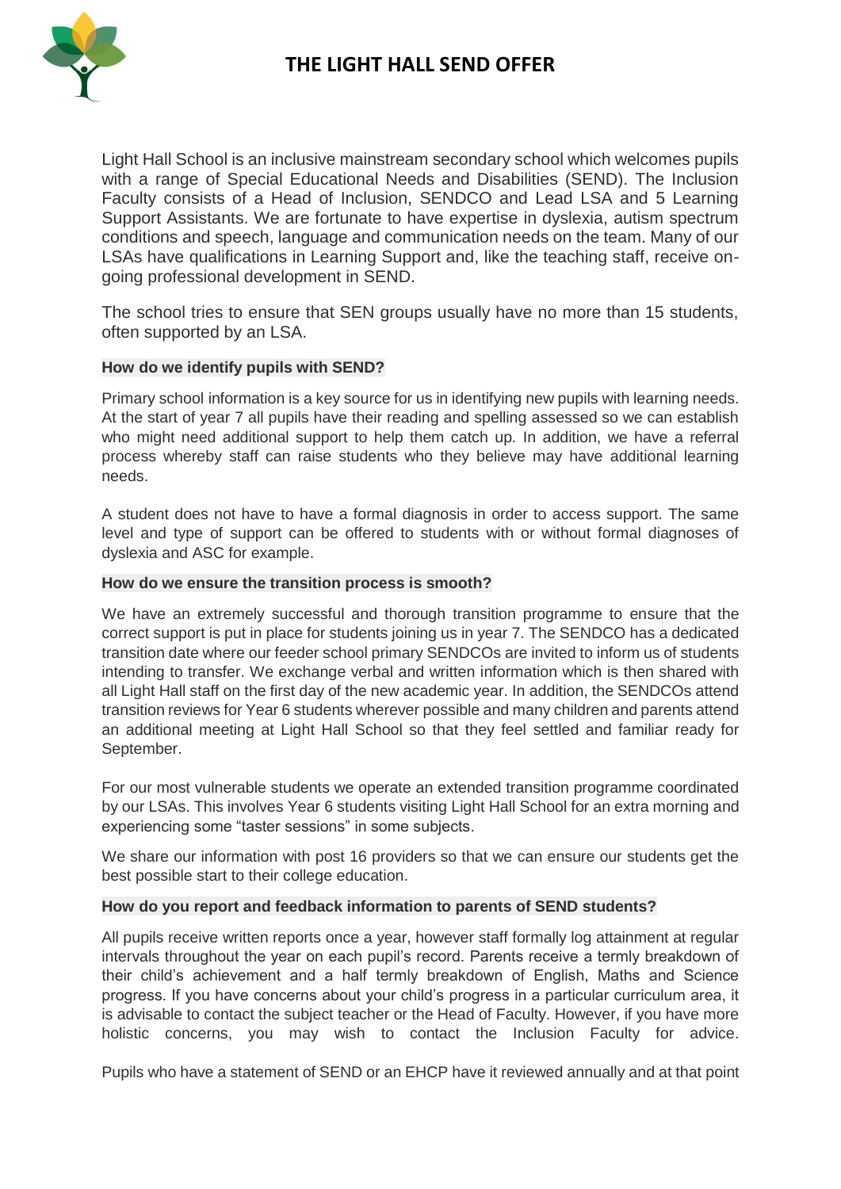# THE LIGHT HALL SEND OFFER

Light Hall School is an inclusive mainstream secondary school which welcomes pupils with a range of Special Educational Needs and Disabilities (SEND). The Inclusion Faculty consists of a Head of Inclusion, SENDCO and Lead LSA and 5 Learning Support Assistants. We are fortunate to have expertise in dyslexia, autism spectrum conditions and speech, language and communication needs on the team. Many of our LSAs have qualifications in Learning Support and, like the teaching staff, receive on-going professional development in SEND.

The school tries to ensure that SEN groups usually have no more than 15 students, often supported by an LSA.

**How do we identify pupils with SEND?**

Primary school information is a key source for us in identifying new pupils with learning needs. At the start of year 7 all pupils have their reading and spelling assessed so we can establish who might need additional support to help them catch up. In addition, we have a referral process whereby staff can raise students who they believe may have additional learning needs.

A student does not have to have a formal diagnosis in order to access support. The same level and type of support can be offered to students with or without formal diagnoses of dyslexia and ASC for example.

**How do we ensure the transition process is smooth?**

We have an extremely successful and thorough transition programme to ensure that the correct support is put in place for students joining us in year 7. The SENDCO has a dedicated transition date where our feeder school primary SENDCOs are invited to inform us of students intending to transfer. We exchange verbal and written information which is then shared with all Light Hall staff on the first day of the new academic year. In addition, the SENDCOs attend transition reviews for Year 6 students wherever possible and many children and parents attend an additional meeting at Light Hall School so that they feel settled and familiar ready for September.

For our most vulnerable students we operate an extended transition programme coordinated by our LSAs. This involves Year 6 students visiting Light Hall School for an extra morning and experiencing some "taster sessions" in some subjects.

We share our information with post 16 providers so that we can ensure our students get the best possible start to their college education.

**How do you report and feedback information to parents of SEND students?**

All pupils receive written reports once a year, however staff formally log attainment at regular intervals throughout the year on each pupil's record. Parents receive a termly breakdown of their child's achievement and a half termly breakdown of English, Maths and Science progress. If you have concerns about your child's progress in a particular curriculum area, it is advisable to contact the subject teacher or the Head of Faculty. However, if you have more holistic concerns, you may wish to contact the Inclusion Faculty for advice.

Pupils who have a statement of SEND or an EHCP have it reviewed annually and at that point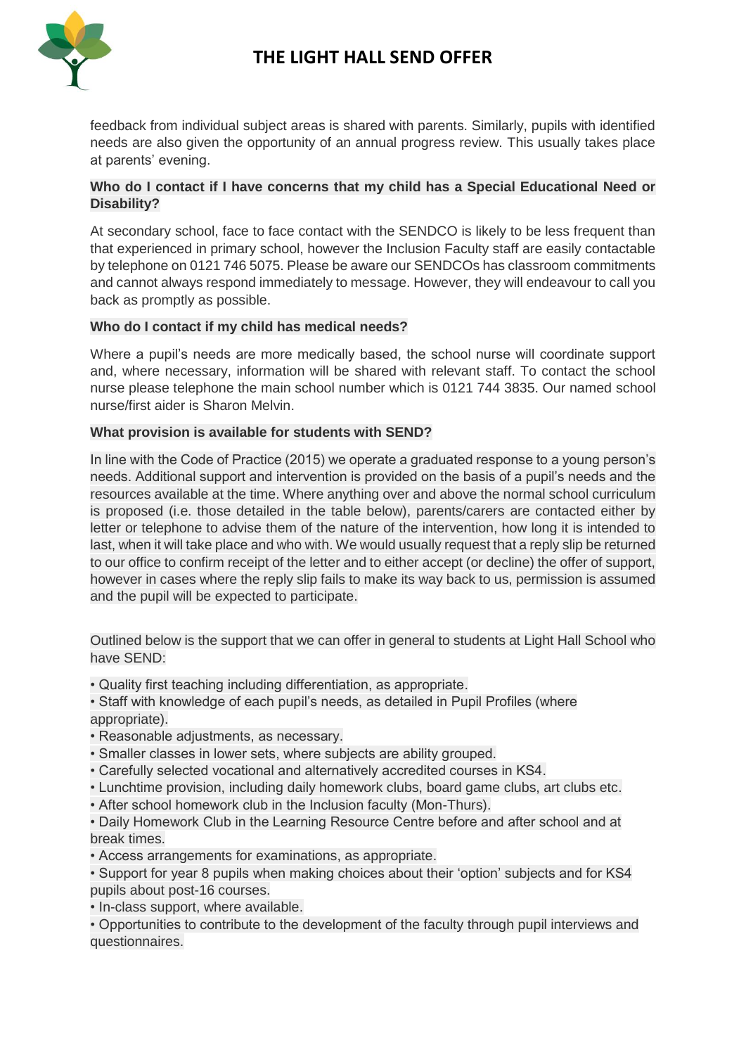feedback from individual subject areas is shared with parents. Similarly, pupils with identified needs are also given the opportunity of an annual progress review. This usually takes place at parents' evening.

**Who do I contact if I have concerns that my child has a Special Educational Need or Disability?**

At secondary school, face to face contact with the SENDCO is likely to be less frequent than that experienced in primary school, however the Inclusion Faculty staff are easily contactable by telephone on 0121 746 5075. Please be aware our SENDCOs has classroom commitments and cannot always respond immediately to message. However, they will endeavour to call you back as promptly as possible.

**Who do I contact if my child has medical needs?**

Where a pupil's needs are more medically based, the school nurse will coordinate support and, where necessary, information will be shared with relevant staff. To contact the school nurse please telephone the main school number which is 0121 744 3835. Our named school nurse/first aider is Sharon Melvin.

**What provision is available for students with SEND?**

In line with the Code of Practice (2015) we operate a graduated response to a young person's needs. Additional support and intervention is provided on the basis of a pupil's needs and the resources available at the time. Where anything over and above the normal school curriculum is proposed (i.e. those detailed in the table below), parents/carers are contacted either by letter or telephone to advise them of the nature of the intervention, how long it is intended to last, when it will take place and who with. We would usually request that a reply slip be returned to our office to confirm receipt of the letter and to either accept (or decline) the offer of support, however in cases where the reply slip fails to make its way back to us, permission is assumed and the pupil will be expected to participate.

Outlined below is the support that we can offer in general to students at Light Hall School who have SEND:

- Quality first teaching including differentiation, as appropriate.
- Staff with knowledge of each pupil's needs, as detailed in Pupil Profiles (where appropriate).
- Reasonable adjustments, as necessary.
- Smaller classes in lower sets, where subjects are ability grouped.
- Carefully selected vocational and alternatively accredited courses in KS4.
- Lunchtime provision, including daily homework clubs, board game clubs, art clubs etc.
- After school homework club in the Inclusion faculty (Mon-Thurs).
- Daily Homework Club in the Learning Resource Centre before and after school and at break times.
- Access arrangements for examinations, as appropriate.
- Support for year 8 pupils when making choices about their 'option' subjects and for KS4 pupils about post-16 courses.
- In-class support, where available.
- Opportunities to contribute to the development of the faculty through pupil interviews and questionnaires.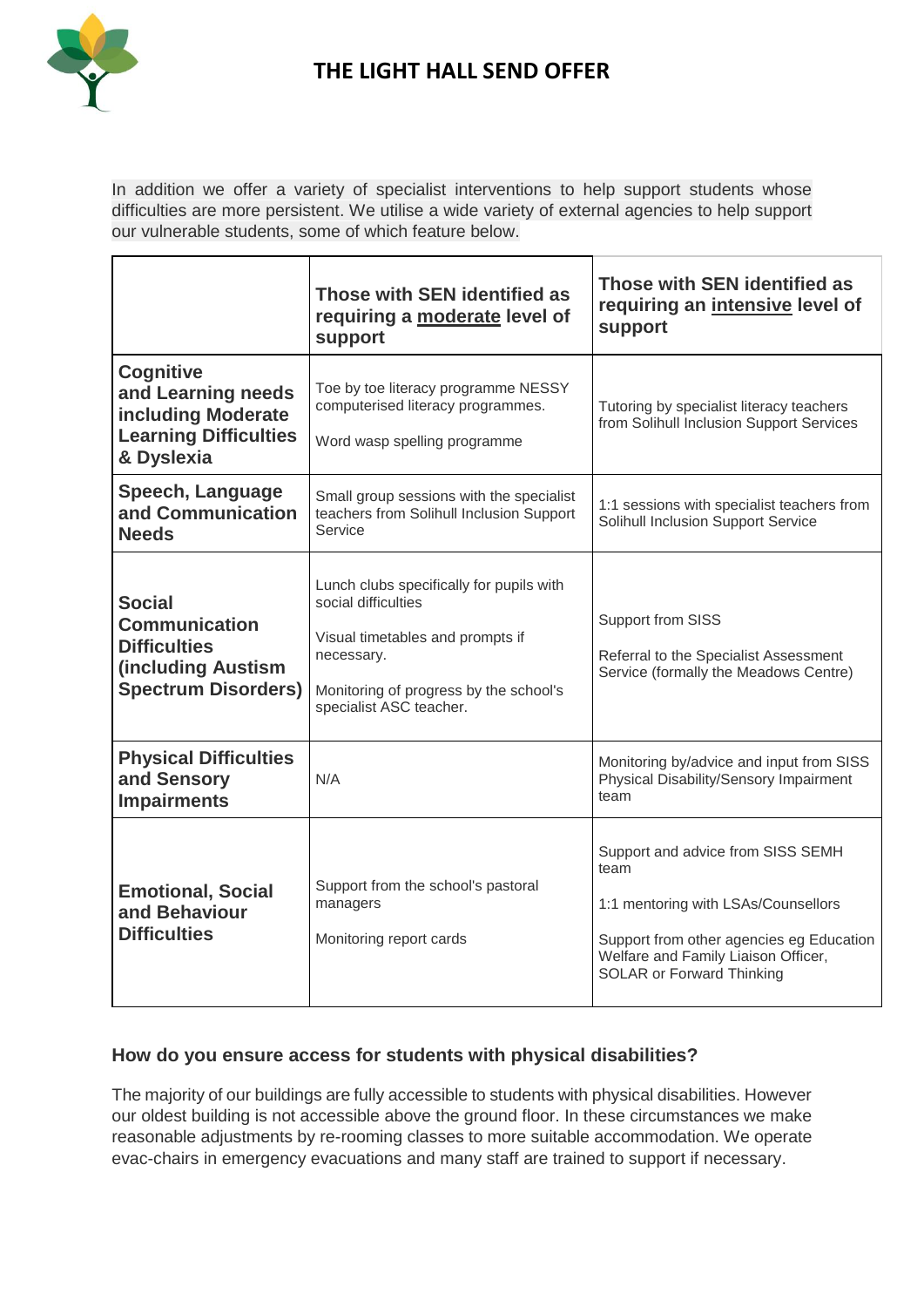# THE LIGHT HALL SEND OFFER

In addition we offer a variety of specialist interventions to help support students whose difficulties are more persistent. We utilise a wide variety of external agencies to help support our vulnerable students, some of which feature below.

| | **Those with SEN identified as requiring a <u>moderate</u> level of support** | **Those with SEN identified as requiring an <u>intensive</u> level of support** |
|---|---|---|
| **Cognitive and Learning needs including Moderate Learning Difficulties & Dyslexia** | Toe by toe literacy programme NESSY computerised literacy programmes.<br><br>Word wasp spelling programme | Tutoring by specialist literacy teachers from Solihull Inclusion Support Services |
| **Speech, Language and Communication Needs** | Small group sessions with the specialist teachers from Solihull Inclusion Support Service | 1:1 sessions with specialist teachers from Solihull Inclusion Support Service |
| **Social Communication Difficulties (including Austism Spectrum Disorders)** | Lunch clubs specifically for pupils with social difficulties<br><br>Visual timetables and prompts if necessary.<br><br>Monitoring of progress by the school's specialist ASC teacher. | Support from SISS<br><br>Referral to the Specialist Assessment Service (formally the Meadows Centre) |
| **Physical Difficulties and Sensory Impairments** | N/A | Monitoring by/advice and input from SISS Physical Disability/Sensory Impairment team |
| **Emotional, Social and Behaviour Difficulties** | Support from the school's pastoral managers<br><br>Monitoring report cards | Support and advice from SISS SEMH team<br><br>1:1 mentoring with LSAs/Counsellors<br><br>Support from other agencies eg Education Welfare and Family Liaison Officer, SOLAR or Forward Thinking |

### How do you ensure access for students with physical disabilities?

The majority of our buildings are fully accessible to students with physical disabilities. However our oldest building is not accessible above the ground floor. In these circumstances we make reasonable adjustments by re-rooming classes to more suitable accommodation. We operate evac-chairs in emergency evacuations and many staff are trained to support if necessary.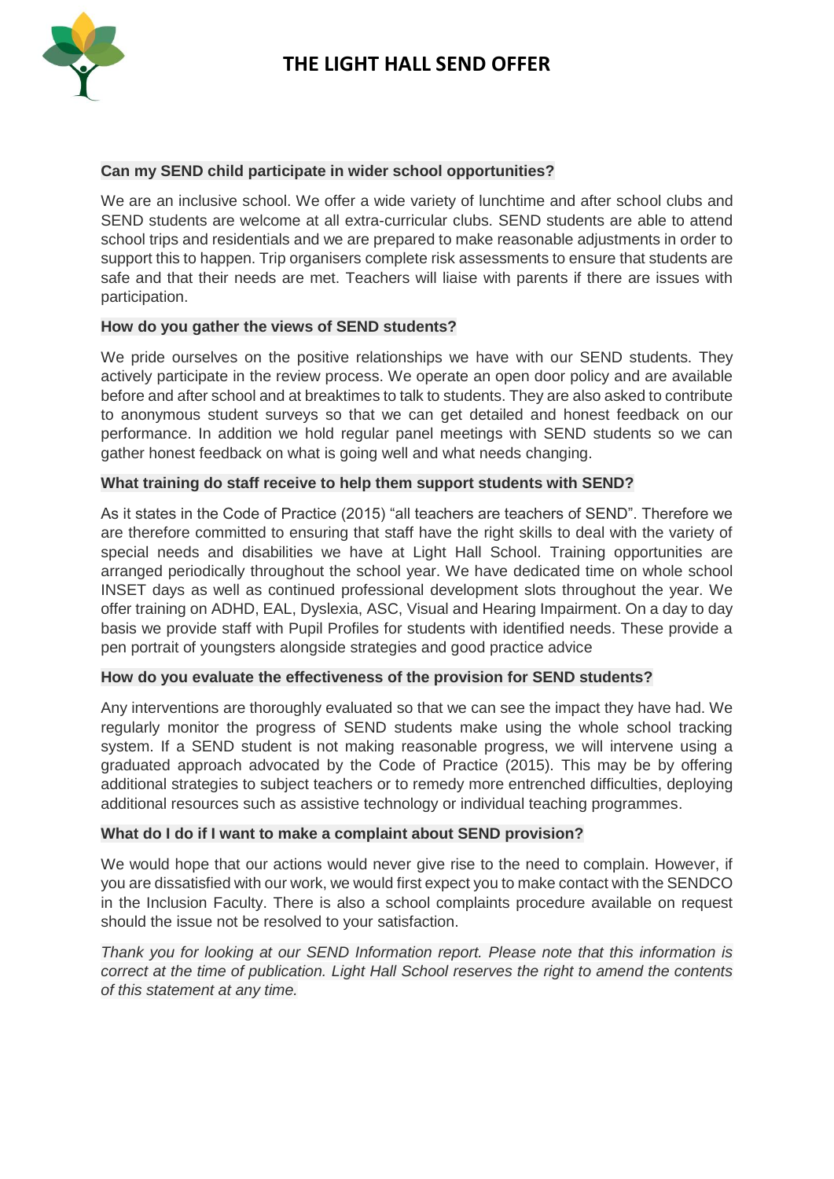# THE LIGHT HALL SEND OFFER

**Can my SEND child participate in wider school opportunities?**

We are an inclusive school. We offer a wide variety of lunchtime and after school clubs and SEND students are welcome at all extra-curricular clubs. SEND students are able to attend school trips and residentials and we are prepared to make reasonable adjustments in order to support this to happen. Trip organisers complete risk assessments to ensure that students are safe and that their needs are met. Teachers will liaise with parents if there are issues with participation.

**How do you gather the views of SEND students?**

We pride ourselves on the positive relationships we have with our SEND students. They actively participate in the review process. We operate an open door policy and are available before and after school and at breaktimes to talk to students. They are also asked to contribute to anonymous student surveys so that we can get detailed and honest feedback on our performance. In addition we hold regular panel meetings with SEND students so we can gather honest feedback on what is going well and what needs changing.

**What training do staff receive to help them support students with SEND?**

As it states in the Code of Practice (2015) "all teachers are teachers of SEND". Therefore we are therefore committed to ensuring that staff have the right skills to deal with the variety of special needs and disabilities we have at Light Hall School. Training opportunities are arranged periodically throughout the school year. We have dedicated time on whole school INSET days as well as continued professional development slots throughout the year. We offer training on ADHD, EAL, Dyslexia, ASC, Visual and Hearing Impairment. On a day to day basis we provide staff with Pupil Profiles for students with identified needs. These provide a pen portrait of youngsters alongside strategies and good practice advice

**How do you evaluate the effectiveness of the provision for SEND students?**

Any interventions are thoroughly evaluated so that we can see the impact they have had. We regularly monitor the progress of SEND students make using the whole school tracking system. If a SEND student is not making reasonable progress, we will intervene using a graduated approach advocated by the Code of Practice (2015). This may be by offering additional strategies to subject teachers or to remedy more entrenched difficulties, deploying additional resources such as assistive technology or individual teaching programmes.

**What do I do if I want to make a complaint about SEND provision?**

We would hope that our actions would never give rise to the need to complain. However, if you are dissatisfied with our work, we would first expect you to make contact with the SENDCO in the Inclusion Faculty. There is also a school complaints procedure available on request should the issue not be resolved to your satisfaction.

*Thank you for looking at our SEND Information report. Please note that this information is correct at the time of publication. Light Hall School reserves the right to amend the contents of this statement at any time.*